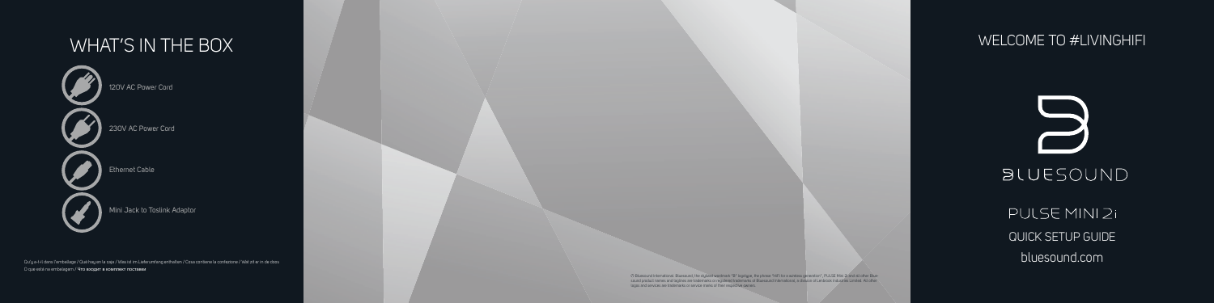# WHAT'S IN THE BOX

- 120V AC Power Cord
- 230V AC Power Cord
- Ethernet Cable
- Mini Jack to Toslink Adaptor

Qu'y a-t-il dans l'emballage / Que hay en la caja / Was ist im Lieferumfang enthalten / Cosa contiene la confezione / Wat zit er in de doos
O que está na embalagem / Что входит в комплект поставки

© Bluesound International. Bluesound, the stylized wordmark "B" logotype, the phrase "HiFi for a wireless generation", PULSE Mini 2i and all other Bluesound product names and taglines are trademarks or registered trademarks of Bluesound International, a division of Lenbrook Industries Limited. All other logos and services are trademarks or service marks of their respective owners.

# WELCOME TO #LIVINGHIFI

BLUESOUND

PULSE MINI 2i

QUICK SETUP GUIDE

bluesound.com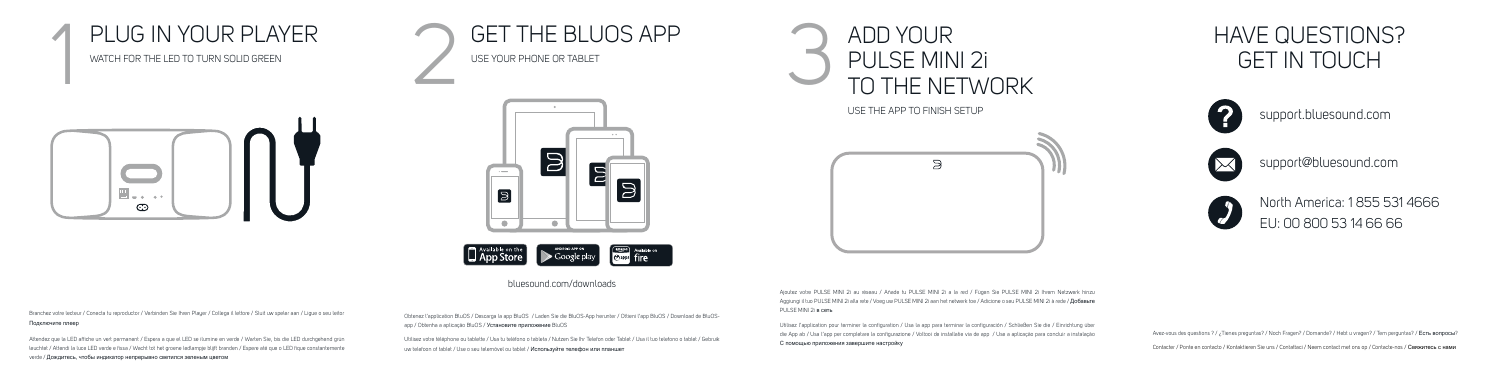# 1 PLUG IN YOUR PLAYER

WATCH FOR THE LED TO TURN SOLID GREEN

Branchez votre lecteur / Conecta tu reproductor / Verbinden Sie Ihren Player / Collega il lettore / Sluit uw speler aan / Ligue o seu leitor
Подключите плеер

Attendez que la LED affiche un vert permanent / Espera a que el LED se ilumine en verde / Warten Sie, bis die LED durchgehend grün leuchtet / Attendi la luce LED verde e fissa / Wacht tot het groene ledlampje blijft branden / Espere até que o LED fique constantemente verde / Дождитесь, чтобы индикатор непрерывно светился зеленым цветом

# 2 GET THE BLUOS APP

USE YOUR PHONE OR TABLET

Available on the App Store

GET IT ON Google play

amazon Available on fire

bluesound.com/downloads

Obtenez l'application BluOS / Descarga la app BluOS / Laden Sie die BluOS-App herunter / Ottieni l'app BluOS / Download de BluOS-app / Obtenha a aplicação BluOS / Установите приложение BluOS

Utilisez votre téléphone ou tablette / Usa tu teléfono o tableta / Nutzen Sie Ihr Telefon oder Tablet / Usa il tuo telefono o tablet / Gebruik uw telefoon of tablet / Use o seu telemóvel ou tablet / Используйте телефон или планшет

# 3 ADD YOUR PULSE MINI 2i TO THE NETWORK

USE THE APP TO FINISH SETUP

Ajoutez votre PULSE MINI 2i au réseau / Añade tu PULSE MINI 2i a la red / Fügen Sie PULSE MINI 2i Ihrem Netzwerk hinzu
Aggiungi il tuo PULSE MINI 2i alla rete / Voeg uw PULSE MINI 2i aan het netwerk toe / Adicione o seu PULSE MINI 2i à rede / Добавьте PULSE MINI 2i в сеть

Utilisez l'application pour terminer la configuration / Usa la app para terminar la configuración / Schließen Sie die Einrichtung über die App ab / Usa l'app per completare la configurazione / Voltooi de installatie via de app / Use a aplicação para concluir a instalação
С помощью приложения завершите настройку

# HAVE QUESTIONS? GET IN TOUCH

support.bluesound.com

support@bluesound.com

North America: 1 855 531 4666
EU: 00 800 53 14 66 66

Avez-vous des questions ? / ¿Tienes preguntas? / Noch Fragen? / Domande? / Heb je vragen? / Tem perguntas? / Есть вопросы?

Contacter / Ponte en contacto / Kontaktieren Sie uns / Contattaci / Neem contact met ons op / Contacte-nos / Свяжитесь с нами